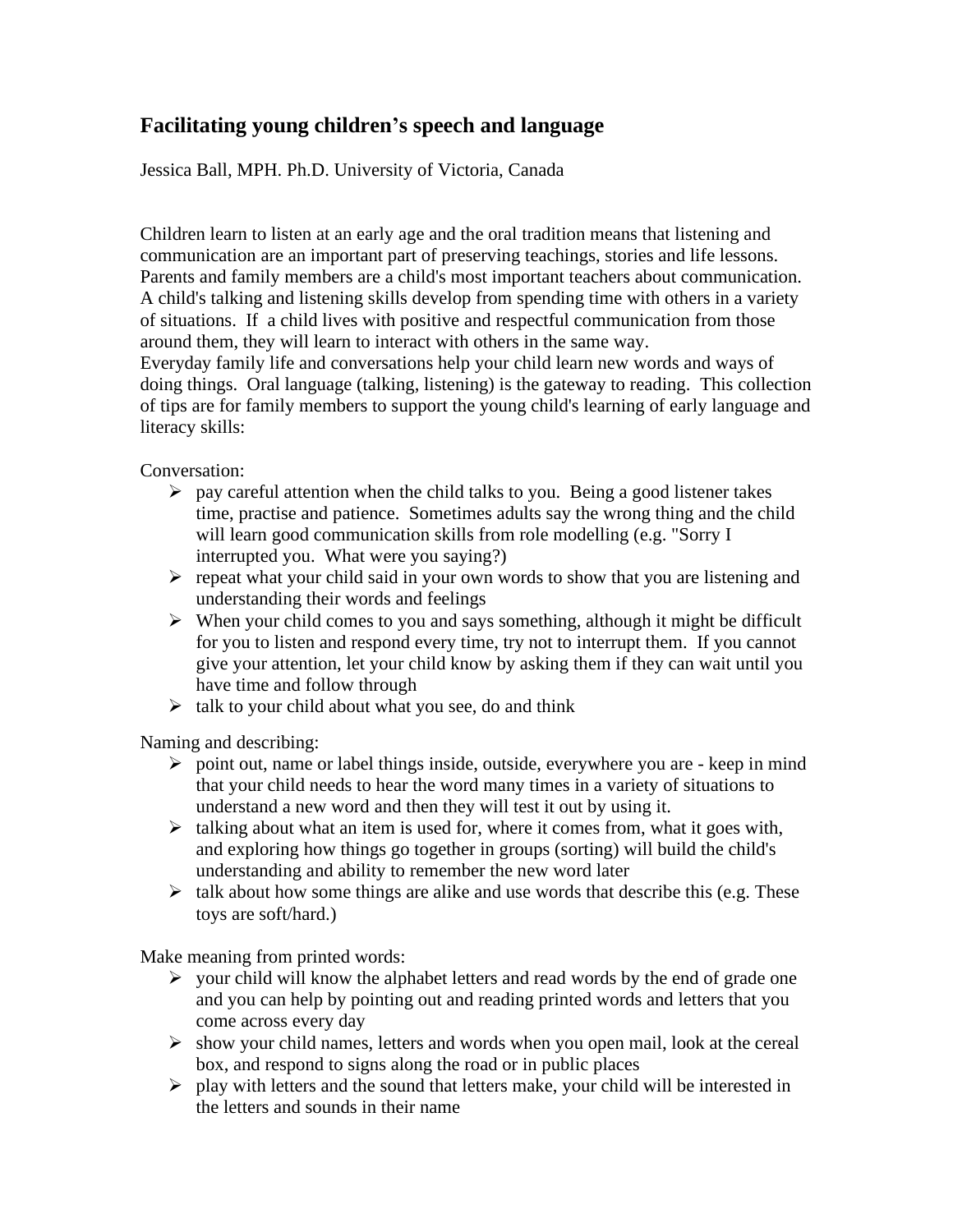# Facilitating young children's speech and language

Jessica Ball, MPH. Ph.D. University of Victoria, Canada

Children learn to listen at an early age and the oral tradition means that listening and communication are an important part of preserving teachings, stories and life lessons. Parents and family members are a child's most important teachers about communication. A child's talking and listening skills develop from spending time with others in a variety of situations. If a child lives with positive and respectful communication from those around them, they will learn to interact with others in the same way.
Everyday family life and conversations help your child learn new words and ways of doing things. Oral language (talking, listening) is the gateway to reading. This collection of tips are for family members to support the young child's learning of early language and literacy skills:

Conversation:

- pay careful attention when the child talks to you. Being a good listener takes time, practise and patience. Sometimes adults say the wrong thing and the child will learn good communication skills from role modelling (e.g. "Sorry I interrupted you. What were you saying?)
- repeat what your child said in your own words to show that you are listening and understanding their words and feelings
- When your child comes to you and says something, although it might be difficult for you to listen and respond every time, try not to interrupt them. If you cannot give your attention, let your child know by asking them if they can wait until you have time and follow through
- talk to your child about what you see, do and think

Naming and describing:

- point out, name or label things inside, outside, everywhere you are - keep in mind that your child needs to hear the word many times in a variety of situations to understand a new word and then they will test it out by using it.
- talking about what an item is used for, where it comes from, what it goes with, and exploring how things go together in groups (sorting) will build the child's understanding and ability to remember the new word later
- talk about how some things are alike and use words that describe this (e.g. These toys are soft/hard.)

Make meaning from printed words:

- your child will know the alphabet letters and read words by the end of grade one and you can help by pointing out and reading printed words and letters that you come across every day
- show your child names, letters and words when you open mail, look at the cereal box, and respond to signs along the road or in public places
- play with letters and the sound that letters make, your child will be interested in the letters and sounds in their name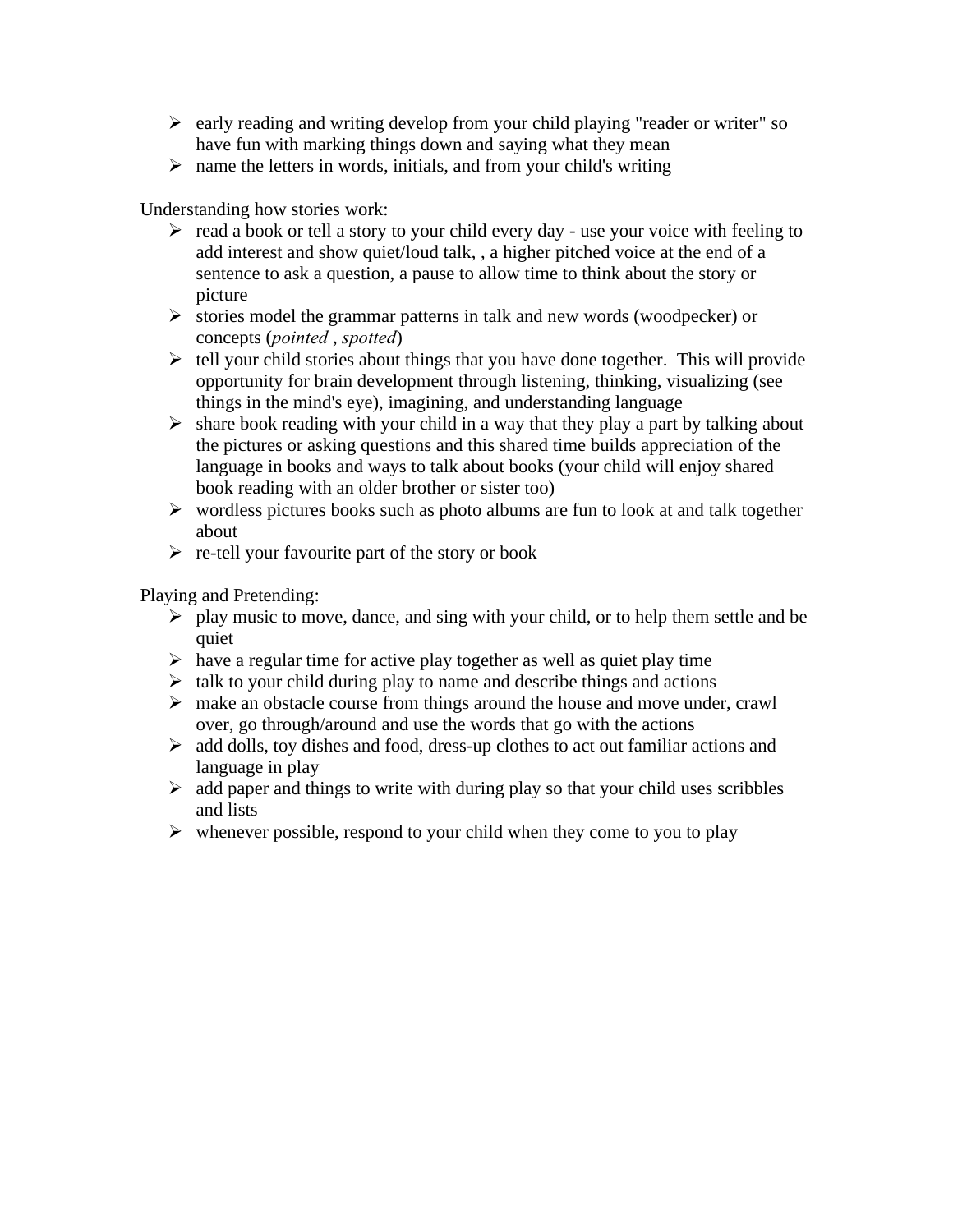- early reading and writing develop from your child playing "reader or writer" so have fun with marking things down and saying what they mean
- name the letters in words, initials, and from your child's writing

Understanding how stories work:

- read a book or tell a story to your child every day - use your voice with feeling to add interest and show quiet/loud talk, , a higher pitched voice at the end of a sentence to ask a question, a pause to allow time to think about the story or picture
- stories model the grammar patterns in talk and new words (woodpecker) or concepts (*pointed* , *spotted*)
- tell your child stories about things that you have done together. This will provide opportunity for brain development through listening, thinking, visualizing (see things in the mind's eye), imagining, and understanding language
- share book reading with your child in a way that they play a part by talking about the pictures or asking questions and this shared time builds appreciation of the language in books and ways to talk about books (your child will enjoy shared book reading with an older brother or sister too)
- wordless pictures books such as photo albums are fun to look at and talk together about
- re-tell your favourite part of the story or book

Playing and Pretending:

- play music to move, dance, and sing with your child, or to help them settle and be quiet
- have a regular time for active play together as well as quiet play time
- talk to your child during play to name and describe things and actions
- make an obstacle course from things around the house and move under, crawl over, go through/around and use the words that go with the actions
- add dolls, toy dishes and food, dress-up clothes to act out familiar actions and language in play
- add paper and things to write with during play so that your child uses scribbles and lists
- whenever possible, respond to your child when they come to you to play